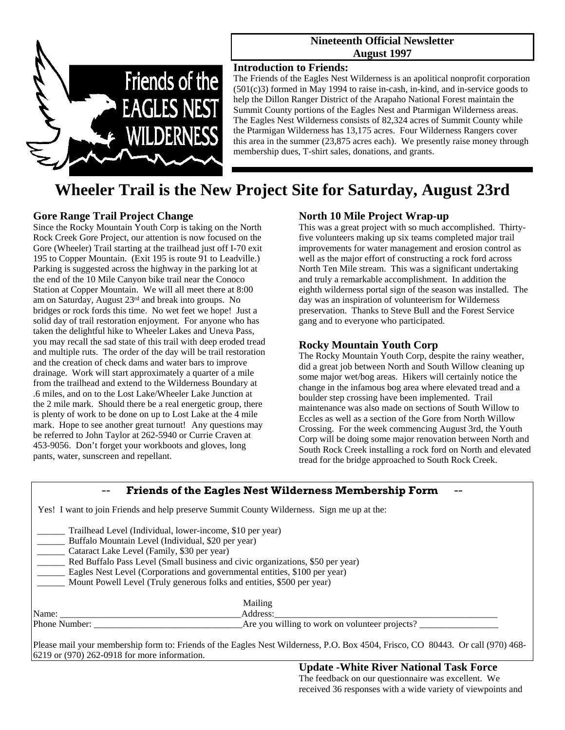Friends of the EAGLES NEST WILDERNESS

**Nineteenth Official Newsletter**
**August 1997**

**Introduction to Friends:**

The Friends of the Eagles Nest Wilderness is an apolitical nonprofit corporation (501(c)3) formed in May 1994 to raise in-cash, in-kind, and in-service goods to help the Dillon Ranger District of the Arapaho National Forest maintain the Summit County portions of the Eagles Nest and Ptarmigan Wilderness areas. The Eagles Nest Wilderness consists of 82,324 acres of Summit County while the Ptarmigan Wilderness has 13,175 acres. Four Wilderness Rangers cover this area in the summer (23,875 acres each). We presently raise money through membership dues, T-shirt sales, donations, and grants.

# Wheeler Trail is the New Project Site for Saturday, August 23rd

### Gore Range Trail Project Change

Since the Rocky Mountain Youth Corp is taking on the North Rock Creek Gore Project, our attention is now focused on the Gore (Wheeler) Trail starting at the trailhead just off I-70 exit 195 to Copper Mountain. (Exit 195 is route 91 to Leadville.) Parking is suggested across the highway in the parking lot at the end of the 10 Mile Canyon bike trail near the Conoco Station at Copper Mountain. We will all meet there at 8:00 am on Saturday, August 23rd and break into groups. No bridges or rock fords this time. No wet feet we hope! Just a solid day of trail restoration enjoyment. For anyone who has taken the delightful hike to Wheeler Lakes and Uneva Pass, you may recall the sad state of this trail with deep eroded tread and multiple ruts. The order of the day will be trail restoration and the creation of check dams and water bars to improve drainage. Work will start approximately a quarter of a mile from the trailhead and extend to the Wilderness Boundary at .6 miles, and on to the Lost Lake/Wheeler Lake Junction at the 2 mile mark. Should there be a real energetic group, there is plenty of work to be done on up to Lost Lake at the 4 mile mark. Hope to see another great turnout! Any questions may be referred to John Taylor at 262-5940 or Currie Craven at 453-9056. Don't forget your workboots and gloves, long pants, water, sunscreen and repellant.

### North 10 Mile Project Wrap-up

This was a great project with so much accomplished. Thirty-five volunteers making up six teams completed major trail improvements for water management and erosion control as well as the major effort of constructing a rock ford across North Ten Mile stream. This was a significant undertaking and truly a remarkable accomplishment. In addition the eighth wilderness portal sign of the season was installed. The day was an inspiration of volunteerism for Wilderness preservation. Thanks to Steve Bull and the Forest Service gang and to everyone who participated.

### Rocky Mountain Youth Corp

The Rocky Mountain Youth Corp, despite the rainy weather, did a great job between North and South Willow cleaning up some major wet/bog areas. Hikers will certainly notice the change in the infamous bog area where elevated tread and a boulder step crossing have been implemented. Trail maintenance was also made on sections of South Willow to Eccles as well as a section of the Gore from North Willow Crossing. For the week commencing August 3rd, the Youth Corp will be doing some major renovation between North and South Rock Creek installing a rock ford on North and elevated tread for the bridge approached to South Rock Creek.

---

### -- Friends of the Eagles Nest Wilderness Membership Form --

Yes! I want to join Friends and help preserve Summit County Wilderness. Sign me up at the:

______ Trailhead Level (Individual, lower-income, $10 per year)
______ Buffalo Mountain Level (Individual, $20 per year)
______ Cataract Lake Level (Family, $30 per year)
______ Red Buffalo Pass Level (Small business and civic organizations, $50 per year)
______ Eagles Nest Level (Corporations and governmental entities, $100 per year)
______ Mount Powell Level (Truly generous folks and entities, $500 per year)

Name: ________________________________________ Mailing Address:__________________________________________________

Phone Number: ________________________________ Are you willing to work on volunteer projects? _________________

Please mail your membership form to: Friends of the Eagles Nest Wilderness, P.O. Box 4504, Frisco, CO 80443. Or call (970) 468-6219 or (970) 262-0918 for more information.

---

### Update -White River National Task Force

The feedback on our questionnaire was excellent. We received 36 responses with a wide variety of viewpoints and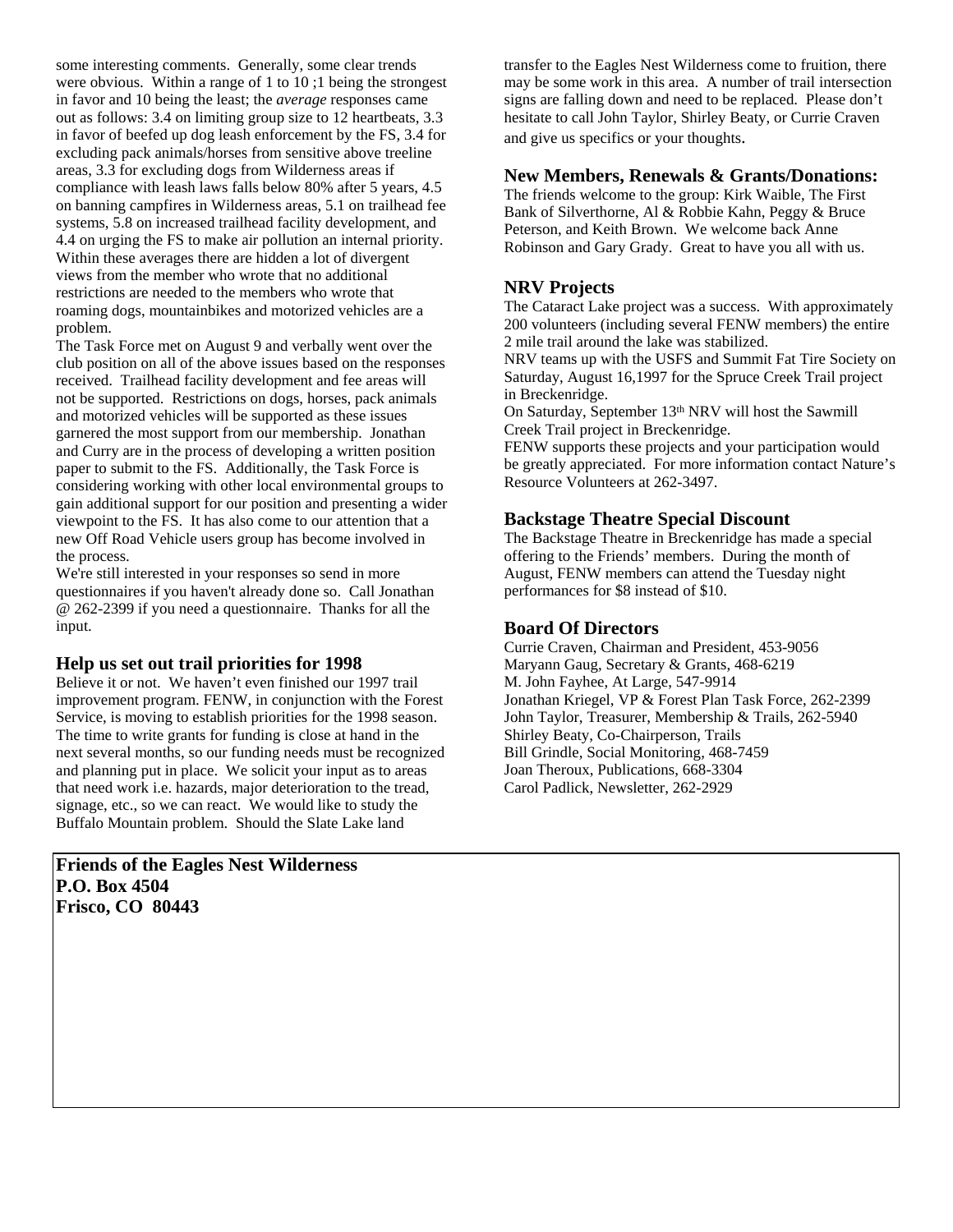some interesting comments. Generally, some clear trends were obvious. Within a range of 1 to 10 ;1 being the strongest in favor and 10 being the least; the *average* responses came out as follows: 3.4 on limiting group size to 12 heartbeats, 3.3 in favor of beefed up dog leash enforcement by the FS, 3.4 for excluding pack animals/horses from sensitive above treeline areas, 3.3 for excluding dogs from Wilderness areas if compliance with leash laws falls below 80% after 5 years, 4.5 on banning campfires in Wilderness areas, 5.1 on trailhead fee systems, 5.8 on increased trailhead facility development, and 4.4 on urging the FS to make air pollution an internal priority. Within these averages there are hidden a lot of divergent views from the member who wrote that no additional restrictions are needed to the members who wrote that roaming dogs, mountainbikes and motorized vehicles are a problem.

The Task Force met on August 9 and verbally went over the club position on all of the above issues based on the responses received. Trailhead facility development and fee areas will not be supported. Restrictions on dogs, horses, pack animals and motorized vehicles will be supported as these issues garnered the most support from our membership. Jonathan and Curry are in the process of developing a written position paper to submit to the FS. Additionally, the Task Force is considering working with other local environmental groups to gain additional support for our position and presenting a wider viewpoint to the FS. It has also come to our attention that a new Off Road Vehicle users group has become involved in the process.

We're still interested in your responses so send in more questionnaires if you haven't already done so. Call Jonathan @ 262-2399 if you need a questionnaire. Thanks for all the input.

## Help us set out trail priorities for 1998

Believe it or not. We haven't even finished our 1997 trail improvement program. FENW, in conjunction with the Forest Service, is moving to establish priorities for the 1998 season. The time to write grants for funding is close at hand in the next several months, so our funding needs must be recognized and planning put in place. We solicit your input as to areas that need work i.e. hazards, major deterioration to the tread, signage, etc., so we can react. We would like to study the Buffalo Mountain problem. Should the Slate Lake land transfer to the Eagles Nest Wilderness come to fruition, there may be some work in this area. A number of trail intersection signs are falling down and need to be replaced. Please don't hesitate to call John Taylor, Shirley Beaty, or Currie Craven and give us specifics or your thoughts.

## New Members, Renewals & Grants/Donations:

The friends welcome to the group: Kirk Waible, The First Bank of Silverthorne, Al & Robbie Kahn, Peggy & Bruce Peterson, and Keith Brown. We welcome back Anne Robinson and Gary Grady. Great to have you all with us.

## NRV Projects

The Cataract Lake project was a success. With approximately 200 volunteers (including several FENW members) the entire 2 mile trail around the lake was stabilized.

NRV teams up with the USFS and Summit Fat Tire Society on Saturday, August 16,1997 for the Spruce Creek Trail project in Breckenridge.

On Saturday, September 13th NRV will host the Sawmill Creek Trail project in Breckenridge.

FENW supports these projects and your participation would be greatly appreciated. For more information contact Nature's Resource Volunteers at 262-3497.

## Backstage Theatre Special Discount

The Backstage Theatre in Breckenridge has made a special offering to the Friends' members. During the month of August, FENW members can attend the Tuesday night performances for $8 instead of $10.

## Board Of Directors

Currie Craven, Chairman and President, 453-9056
Maryann Gaug, Secretary & Grants, 468-6219
M. John Fayhee, At Large, 547-9914
Jonathan Kriegel, VP & Forest Plan Task Force, 262-2399
John Taylor, Treasurer, Membership & Trails, 262-5940
Shirley Beaty, Co-Chairperson, Trails
Bill Grindle, Social Monitoring, 468-7459
Joan Theroux, Publications, 668-3304
Carol Padlick, Newsletter, 262-2929

**Friends of the Eagles Nest Wilderness**
**P.O. Box 4504**
**Frisco, CO 80443**